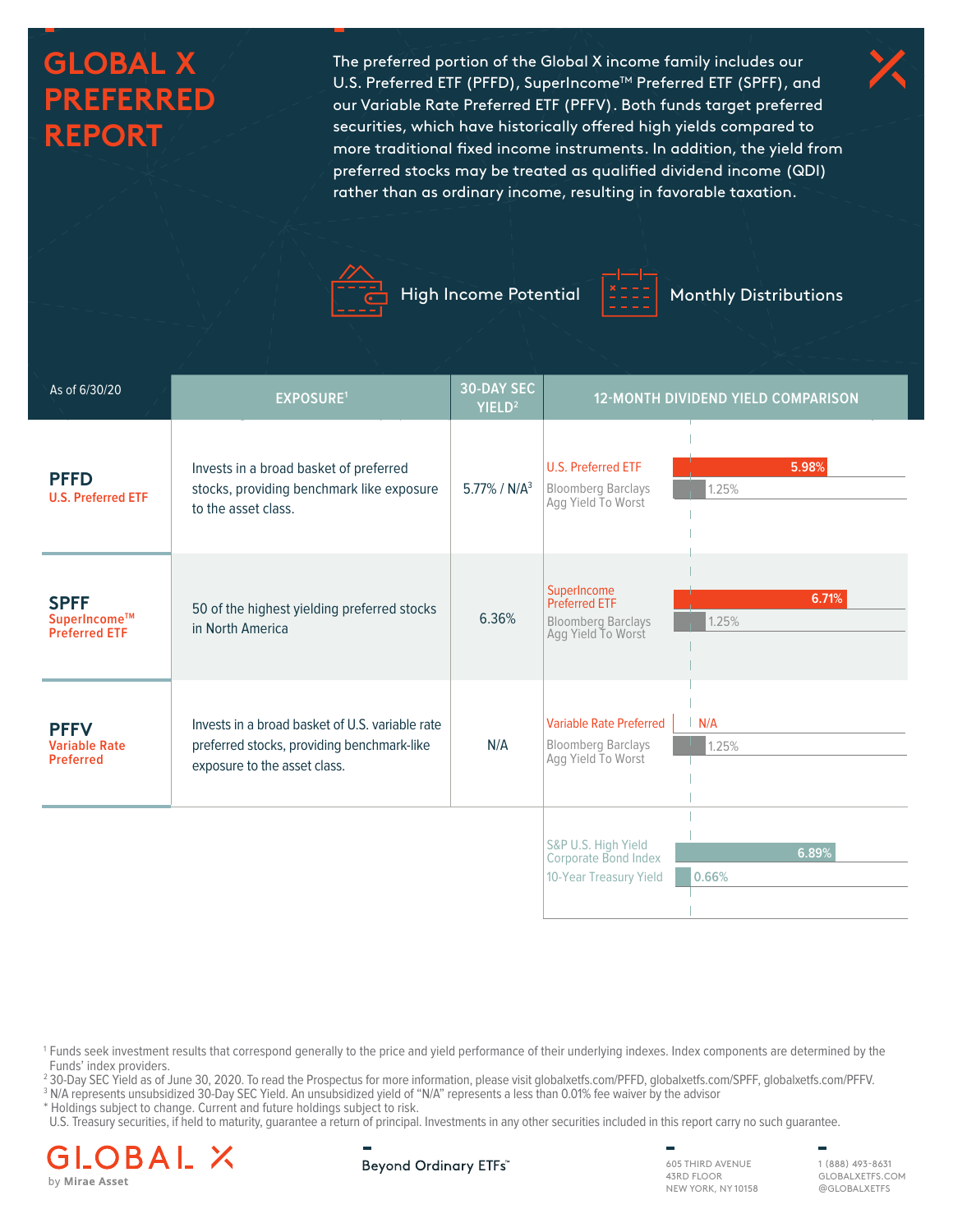# GLOBAL X PREFERRED REPORT

The preferred portion of the Global X income family includes our U.S. Preferred ETF (PFFD), SuperIncome™ Preferred ETF (SPFF), and our Variable Rate Preferred ETF (PFFV). Both funds target preferred securities, which have historically offered high yields compared to more traditional fixed income instruments. In addition, the yield from preferred stocks may be treated as qualified dividend income (QDI) rather than as ordinary income, resulting in favorable taxation.

High Income Potential

Monthly Distributions

| As of 6/30/20 | EXPOSURE[1] | 30-DAY SEC YIELD[2] | 12-MONTH DIVIDEND YIELD COMPARISON |
|---|---|---|---|
| **PFFD** U.S. Preferred ETF | Invests in a broad basket of preferred stocks, providing benchmark like exposure to the asset class. | 5.77% / N/A[3] | U.S. Preferred ETF 5.98%; Bloomberg Barclays Agg Yield To Worst 1.25% |
| **SPFF** SuperIncome™ Preferred ETF | 50 of the highest yielding preferred stocks in North America | 6.36% | SuperIncome Preferred ETF 6.71%; Bloomberg Barclays Agg Yield To Worst 1.25% |
| **PFFV** Variable Rate Preferred | Invests in a broad basket of U.S. variable rate preferred stocks, providing benchmark-like exposure to the asset class. | N/A | Variable Rate Preferred N/A; Bloomberg Barclays Agg Yield To Worst 1.25% |

S&P U.S. High Yield Corporate Bond Index 6.89%

10-Year Treasury Yield 0.66%

[1] Funds seek investment results that correspond generally to the price and yield performance of their underlying indexes. Index components are determined by the Funds' index providers.

[2] 30-Day SEC Yield as of June 30, 2020. To read the Prospectus for more information, please visit globalxetfs.com/PFFD, globalxetfs.com/SPFF, globalxetfs.com/PFFV.

[3] N/A represents unsubsidized 30-Day SEC Yield. An unsubsidized yield of "N/A" represents a less than 0.01% fee waiver by the advisor

* Holdings subject to change. Current and future holdings subject to risk.

U.S. Treasury securities, if held to maturity, guarantee a return of principal. Investments in any other securities included in this report carry no such guarantee.

GLOBAL X by Mirae Asset

Beyond Ordinary ETFs℠

605 THIRD AVENUE
43RD FLOOR
NEW YORK, NY 10158

1 (888) 493-8631
GLOBALXETFS.COM
@GLOBALXETFS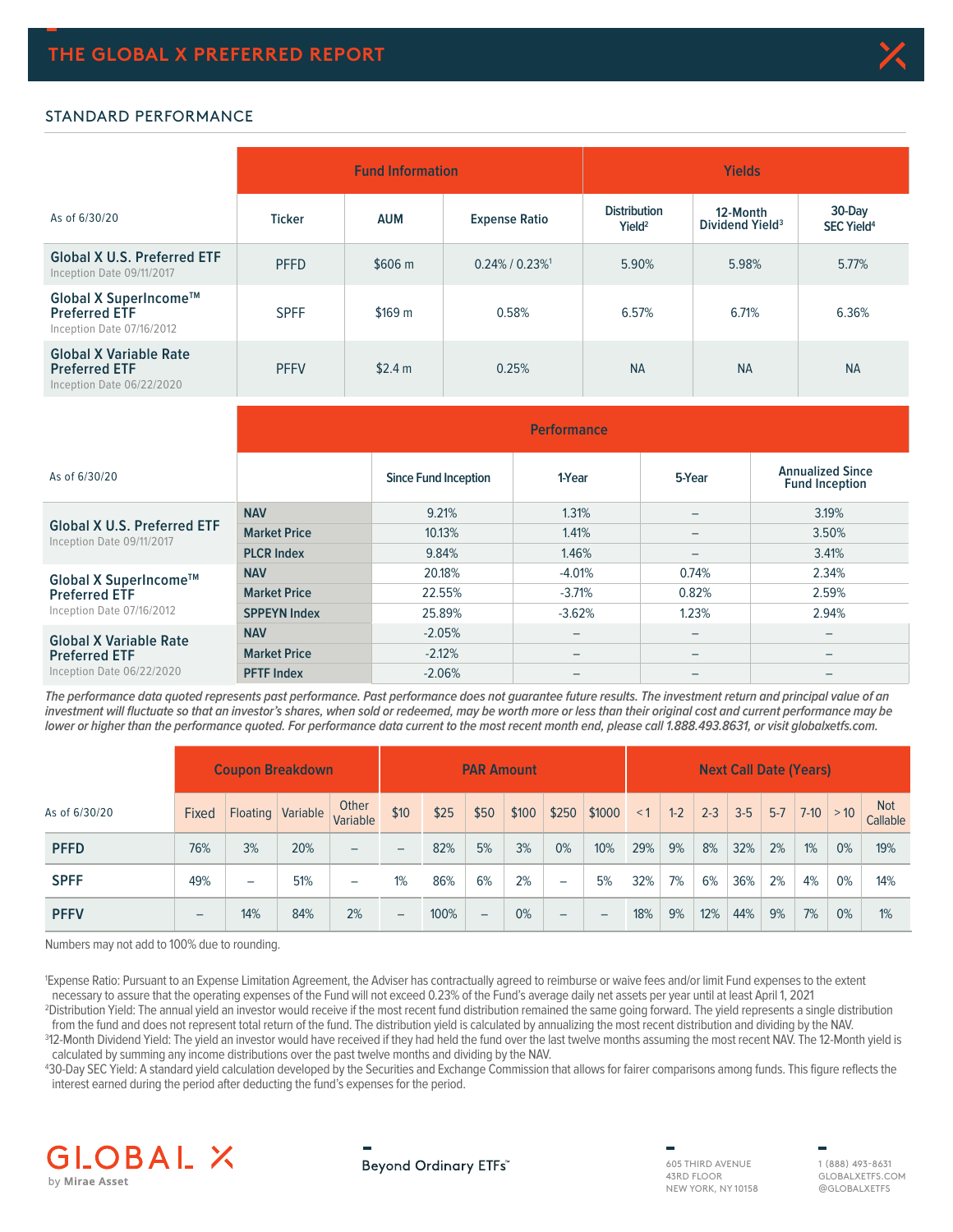# THE GLOBAL X PREFERRED REPORT

## STANDARD PERFORMANCE

| As of 6/30/20 | Fund Information | | | Yields | | |
|---|---|---|---|---|---|---|
| | Ticker | AUM | Expense Ratio | Distribution Yield[2] | 12-Month Dividend Yield[3] | 30-Day SEC Yield[4] |
| **Global X U.S. Preferred ETF** Inception Date 09/11/2017 | PFFD | $606 m | 0.24% / 0.23%[1] | 5.90% | 5.98% | 5.77% |
| **Global X SuperIncome™ Preferred ETF** Inception Date 07/16/2012 | SPFF | $169 m | 0.58% | 6.57% | 6.71% | 6.36% |
| **Global X Variable Rate Preferred ETF** Inception Date 06/22/2020 | PFFV | $2.4 m | 0.25% | NA | NA | NA |

| As of 6/30/20 | Performance | | | | |
|---|---|---|---|---|---|
| | | Since Fund Inception | 1-Year | 5-Year | Annualized Since Fund Inception |
| **Global X U.S. Preferred ETF** Inception Date 09/11/2017 | **NAV** | 9.21% | 1.31% | – | 3.19% |
| | **Market Price** | 10.13% | 1.41% | – | 3.50% |
| | **PLCR Index** | 9.84% | 1.46% | – | 3.41% |
| **Global X SuperIncome™ Preferred ETF** Inception Date 07/16/2012 | **NAV** | 20.18% | -4.01% | 0.74% | 2.34% |
| | **Market Price** | 22.55% | -3.71% | 0.82% | 2.59% |
| | **SPPEYN Index** | 25.89% | -3.62% | 1.23% | 2.94% |
| **Global X Variable Rate Preferred ETF** Inception Date 06/22/2020 | **NAV** | -2.05% | – | – | – |
| | **Market Price** | -2.12% | – | – | – |
| | **PFTF Index** | -2.06% | – | – | – |

*The performance data quoted represents past performance. Past performance does not guarantee future results. The investment return and principal value of an investment will fluctuate so that an investor's shares, when sold or redeemed, may be worth more or less than their original cost and current performance may be lower or higher than the performance quoted. For performance data current to the most recent month end, please call 1.888.493.8631, or visit globalxetfs.com.*

| As of 6/30/20 | Coupon Breakdown | | | | PAR Amount | | | | | | Next Call Date (Years) | | | | | | | |
|---|---|---|---|---|---|---|---|---|---|---|---|---|---|---|---|---|---|---|
| | Fixed | Floating | Variable | Other Variable | $10 | $25 | $50 | $100 | $250 | $1000 | < 1 | 1-2 | 2-3 | 3-5 | 5-7 | 7-10 | > 10 | Not Callable |
| **PFFD** | 76% | 3% | 20% | – | – | 82% | 5% | 3% | 0% | 10% | 29% | 9% | 8% | 32% | 2% | 1% | 0% | 19% |
| **SPFF** | 49% | – | 51% | – | 1% | 86% | 6% | 2% | – | 5% | 32% | 7% | 6% | 36% | 2% | 4% | 0% | 14% |
| **PFFV** | – | 14% | 84% | 2% | – | 100% | – | 0% | – | – | 18% | 9% | 12% | 44% | 9% | 7% | 0% | 1% |

Numbers may not add to 100% due to rounding.

[1]Expense Ratio: Pursuant to an Expense Limitation Agreement, the Adviser has contractually agreed to reimburse or waive fees and/or limit Fund expenses to the extent necessary to assure that the operating expenses of the Fund will not exceed 0.23% of the Fund's average daily net assets per year until at least April 1, 2021

[2]Distribution Yield: The annual yield an investor would receive if the most recent fund distribution remained the same going forward. The yield represents a single distribution from the fund and does not represent total return of the fund. The distribution yield is calculated by annualizing the most recent distribution and dividing by the NAV.

[3]12-Month Dividend Yield: The yield an investor would have received if they had held the fund over the last twelve months assuming the most recent NAV. The 12-Month yield is calculated by summing any income distributions over the past twelve months and dividing by the NAV.

[4]30-Day SEC Yield: A standard yield calculation developed by the Securities and Exchange Commission that allows for fairer comparisons among funds. This figure reflects the interest earned during the period after deducting the fund's expenses for the period.

GLOBAL X by Mirae Asset

Beyond Ordinary ETFs™

605 THIRD AVENUE
43RD FLOOR
NEW YORK, NY 10158

1 (888) 493-8631
GLOBALXETFS.COM
@GLOBALXETFS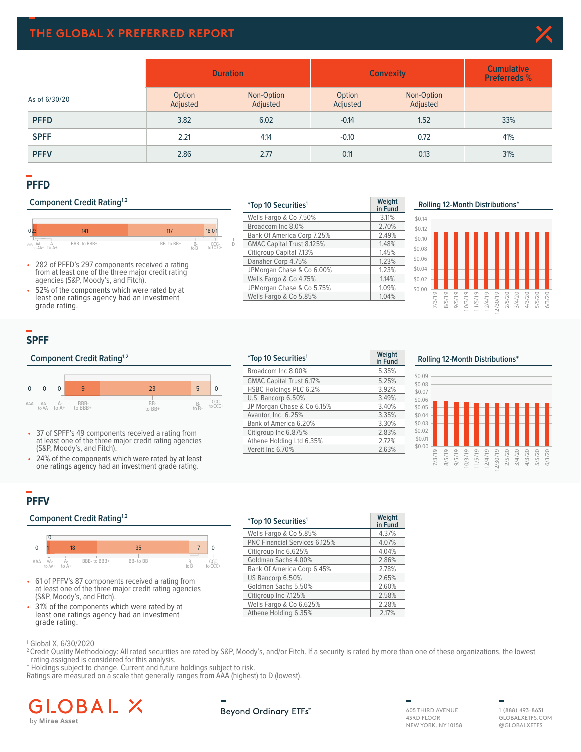# THE GLOBAL X PREFERRED REPORT

| As of 6/30/20 | Duration | | Convexity | | Cumulative Preferreds % |
|---|---|---|---|---|---|
| | Option Adjusted | Non-Option Adjusted | Option Adjusted | Non-Option Adjusted | |
| PFFD | 3.82 | 6.02 | -0.14 | 1.52 | 33% |
| SPFF | 2.21 | 4.14 | -0.10 | 0.72 | 41% |
| PFFV | 2.86 | 2.77 | 0.11 | 0.13 | 31% |

## PFFD

### Component Credit Rating[1,2]

0 2 3 141 117 18 0 1

AAA AA- to AA+ A- to A+ BBB- to BBB+ BB- to BB+ B- to B+ CCC- to CCC+ D

- 282 of PFFD's 297 components received a rating from at least one of the three major credit rating agencies (S&P, Moody's, and Fitch).
- 52% of the components which were rated by at least one ratings agency had an investment grade rating.

| *Top 10 Securities[1] | Weight in Fund |
|---|---|
| Wells Fargo & Co 7.50% | 3.11% |
| Broadcom Inc 8.0% | 2.70% |
| Bank Of America Corp 7.25% | 2.49% |
| GMAC Capital Trust 8.125% | 1.48% |
| Citigroup Capital 7.13% | 1.45% |
| Danaher Corp 4.75% | 1.23% |
| JPMorgan Chase & Co 6.00% | 1.23% |
| Wells Fargo & Co 4.75% | 1.14% |
| JPMorgan Chase & Co 5.75% | 1.09% |
| Wells Fargo & Co 5.85% | 1.04% |

### Rolling 12-Month Distributions*

$0.14
$0.12
$0.10
$0.08
$0.06
$0.04
$0.02
$0.00

7/3/19 8/5/19 9/5/19 10/3/19 11/5/19 12/4/19 12/30/19 2/5/20 3/4/20 4/3/20 5/5/20 6/3/20

## SPFF

### Component Credit Rating[1,2]

0 0 0 9 23 5 0

AAA AA- to AA+ A- to A+ BBB- to BBB+ BB- to BB+ B- to B+ CCC- to CCC+

- 37 of SPFF's 49 components received a rating from at least one of the three major credit rating agencies (S&P, Moody's, and Fitch).
- 24% of the components which were rated by at least one ratings agency had an investment grade rating.

| *Top 10 Securities[1] | Weight in Fund |
|---|---|
| Broadcom Inc 8.00% | 5.35% |
| GMAC Capital Trust 6.17% | 5.25% |
| HSBC Holdings PLC 6.2% | 3.92% |
| U.S. Bancorp 6.50% | 3.49% |
| JP Morgan Chase & Co 6.15% | 3.40% |
| Avantor, Inc. 6.25% | 3.35% |
| Bank of America 6.20% | 3.30% |
| Citigroup Inc 6.875% | 2.83% |
| Athene Holding Ltd 6.35% | 2.72% |
| Vereit Inc 6.70% | 2.63% |

### Rolling 12-Month Distributions*

$0.09
$0.08
$0.07
$0.06
$0.05
$0.04
$0.03
$0.02
$0.01
$0.00

7/3/19 8/5/19 9/5/19 10/3/19 11/5/19 12/4/19 12/30/19 2/5/20 3/4/20 4/3/20 5/5/20 6/3/20

## PFFV

### Component Credit Rating[1,2]

0 0 1 18 35 7 0

AAA AA- to AA+ A- to A+ BBB- to BBB+ BB- to BB+ B- to B+ CCC- to CCC+

- 61 of PFFV's 87 components received a rating from at least one of the three major credit rating agencies (S&P, Moody's, and Fitch).
- 31% of the components which were rated by at least one ratings agency had an investment grade rating.

| *Top 10 Securities[1] | Weight in Fund |
|---|---|
| Wells Fargo & Co 5.85% | 4.37% |
| PNC Financial Services 6.125% | 4.07% |
| Citigroup Inc 6.625% | 4.04% |
| Goldman Sachs 4.00% | 2.86% |
| Bank Of America Corp 6.45% | 2.78% |
| US Bancorp 6.50% | 2.65% |
| Goldman Sachs 5.50% | 2.60% |
| Citigroup Inc 7.125% | 2.58% |
| Wells Fargo & Co 6.625% | 2.28% |
| Athene Holding 6.35% | 2.17% |

[1] Global X, 6/30/2020
[2] Credit Quality Methodology: All rated securities are rated by S&P, Moody's, and/or Fitch. If a security is rated by more than one of these organizations, the lowest rating assigned is considered for this analysis.
* Holdings subject to change. Current and future holdings subject to risk.
Ratings are measured on a scale that generally ranges from AAA (highest) to D (lowest).

GLOBAL X by Mirae Asset

Beyond Ordinary ETFs™

605 THIRD AVENUE
43RD FLOOR
NEW YORK, NY 10158

1 (888) 493-8631
GLOBALXETFS.COM
@GLOBALXETFS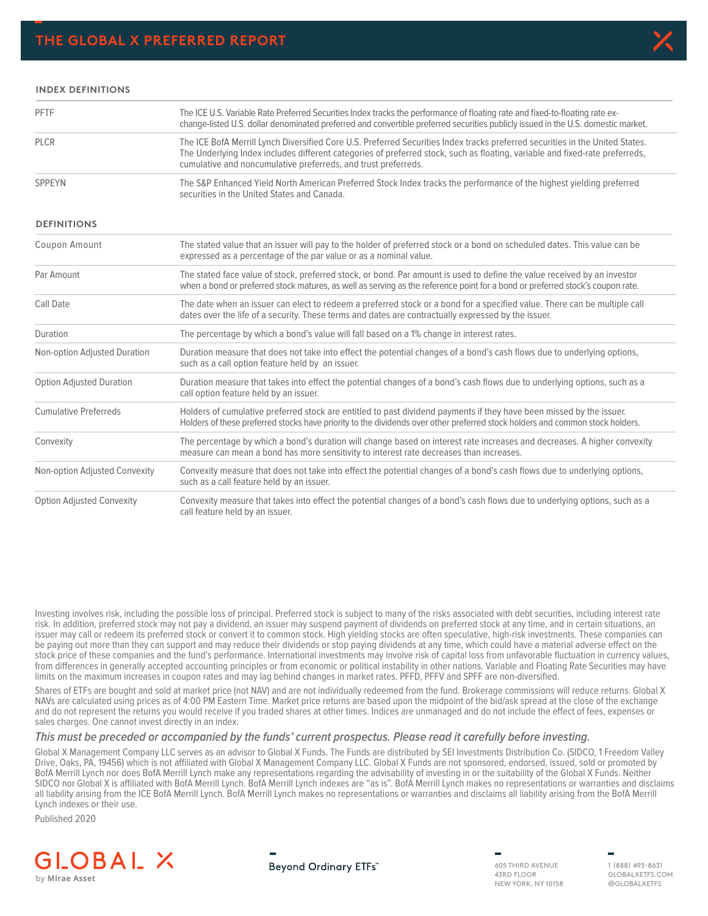## INDEX DEFINITIONS

| | |
|---|---|
| PFTF | The ICE U.S. Variable Rate Preferred Securities Index tracks the performance of floating rate and fixed-to-floating rate exchange-listed U.S. dollar denominated preferred and convertible preferred securities publicly issued in the U.S. domestic market. |
| PLCR | The ICE BofA Merrill Lynch Diversified Core U.S. Preferred Securities Index tracks preferred securities in the United States. The Underlying Index includes different categories of preferred stock, such as floating, variable and fixed-rate preferreds, cumulative and noncumulative preferreds, and trust preferreds. |
| SPPEYN | The S&P Enhanced Yield North American Preferred Stock Index tracks the performance of the highest yielding preferred securities in the United States and Canada. |

## DEFINITIONS

| | |
|---|---|
| Coupon Amount | The stated value that an issuer will pay to the holder of preferred stock or a bond on scheduled dates. This value can be expressed as a percentage of the par value or as a nominal value. |
| Par Amount | The stated face value of stock, preferred stock, or bond. Par amount is used to define the value received by an investor when a bond or preferred stock matures, as well as serving as the reference point for a bond or preferred stock's coupon rate. |
| Call Date | The date when an issuer can elect to redeem a preferred stock or a bond for a specified value. There can be multiple call dates over the life of a security. These terms and dates are contractually expressed by the issuer. |
| Duration | The percentage by which a bond's value will fall based on a 1% change in interest rates. |
| Non-option Adjusted Duration | Duration measure that does not take into effect the potential changes of a bond's cash flows due to underlying options, such as a call option feature held by an issuer. |
| Option Adjusted Duration | Duration measure that takes into effect the potential changes of a bond's cash flows due to underlying options, such as a call option feature held by an issuer. |
| Cumulative Preferreds | Holders of cumulative preferred stock are entitled to past dividend payments if they have been missed by the issuer. Holders of these preferred stocks have priority to the dividends over other preferred stock holders and common stock holders. |
| Convexity | The percentage by which a bond's duration will change based on interest rate increases and decreases. A higher convexity measure can mean a bond has more sensitivity to interest rate decreases than increases. |
| Non-option Adjusted Convexity | Convexity measure that does not take into effect the potential changes of a bond's cash flows due to underlying options, such as a call feature held by an issuer. |
| Option Adjusted Convexity | Convexity measure that takes into effect the potential changes of a bond's cash flows due to underlying options, such as a call feature held by an issuer. |

Investing involves risk, including the possible loss of principal. Preferred stock is subject to many of the risks associated with debt securities, including interest rate risk. In addition, preferred stock may not pay a dividend, an issuer may suspend payment of dividends on preferred stock at any time, and in certain situations, an issuer may call or redeem its preferred stock or convert it to common stock. High yielding stocks are often speculative, high-risk investments. These companies can be paying out more than they can support and may reduce their dividends or stop paying dividends at any time, which could have a material adverse effect on the stock price of these companies and the fund's performance. International investments may involve risk of capital loss from unfavorable fluctuation in currency values, from differences in generally accepted accounting principles or from economic or political instability in other nations. Variable and Floating Rate Securities may have limits on the maximum increases in coupon rates and may lag behind changes in market rates. PFFD, PFFV and SPFF are non-diversified.

Shares of ETFs are bought and sold at market price (not NAV) and are not individually redeemed from the fund. Brokerage commissions will reduce returns. Global X NAVs are calculated using prices as of 4:00 PM Eastern Time. Market price returns are based upon the midpoint of the bid/ask spread at the close of the exchange and do not represent the returns you would receive if you traded shares at other times. Indices are unmanaged and do not include the effect of fees, expenses or sales charges. One cannot invest directly in an index.

*This must be preceded or accompanied by the funds' current prospectus. Please read it carefully before investing.*

Global X Management Company LLC serves as an advisor to Global X Funds. The Funds are distributed by SEI Investments Distribution Co. (SIDCO, 1 Freedom Valley Drive, Oaks, PA, 19456) which is not affiliated with Global X Management Company LLC. Global X Funds are not sponsored, endorsed, issued, sold or promoted by BofA Merrill Lynch nor does BofA Merrill Lynch make any representations regarding the advisability of investing in or the suitability of the Global X Funds. Neither SIDCO nor Global X is affiliated with BofA Merrill Lynch. BofA Merrill Lynch indexes are "as is". BofA Merrill Lynch makes no representations or warranties and disclaims all liability arising from the ICE BofA Merrill Lynch. BofA Merrill Lynch makes no representations or warranties and disclaims all liability arising from the BofA Merrill Lynch indexes or their use.

Published 2020

GLOBAL X by Mirae Asset

Beyond Ordinary ETFs™

605 THIRD AVENUE
43RD FLOOR
NEW YORK, NY 10158

1 (888) 493-8631
GLOBALXETFS.COM
@GLOBALXETFS